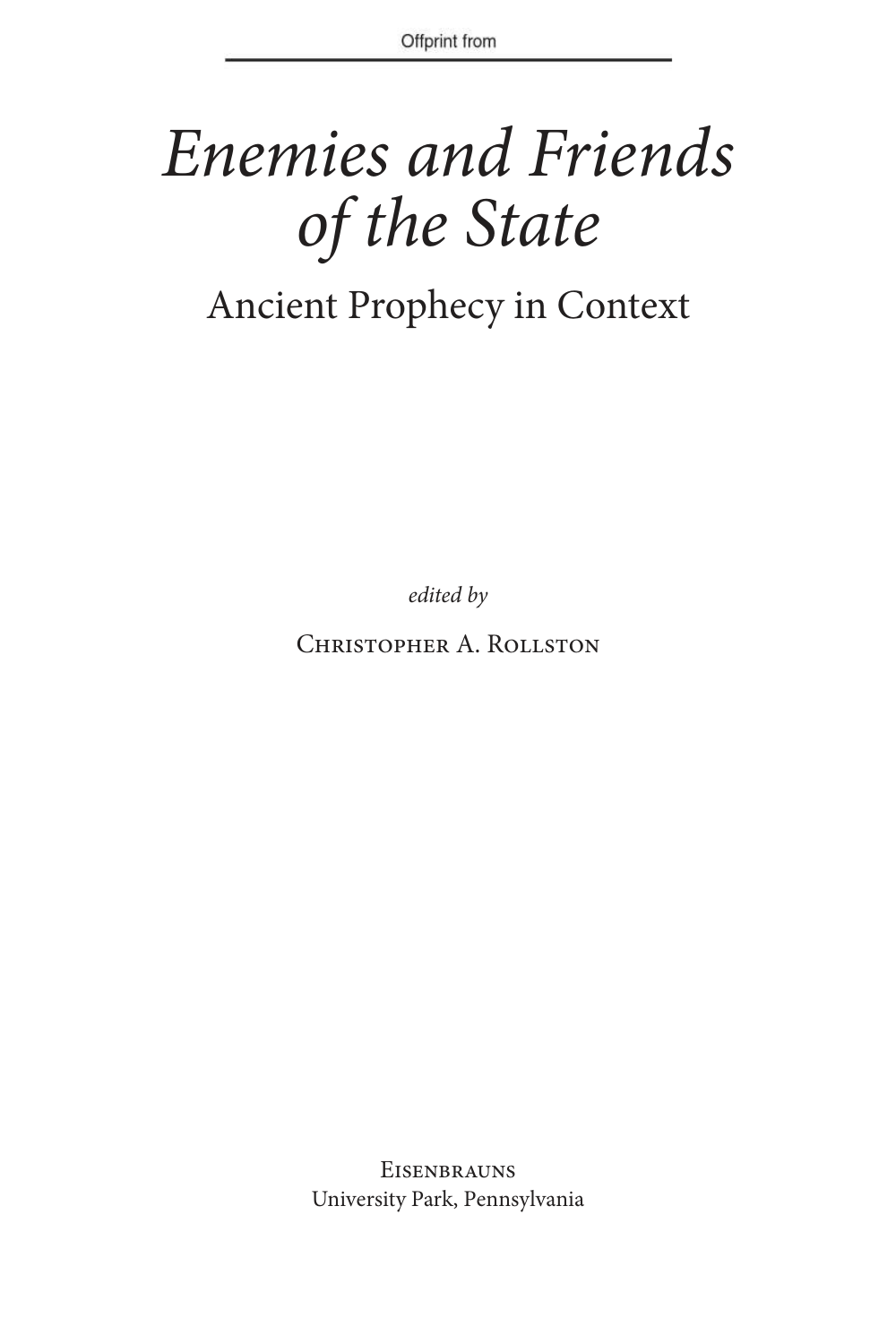Offprint from

# *Enemies and Friends of the State*

## Ancient Prophecy in Context

*edited by*

Christopher A. Rollston

Eisenbrauns
University Park, Pennsylvania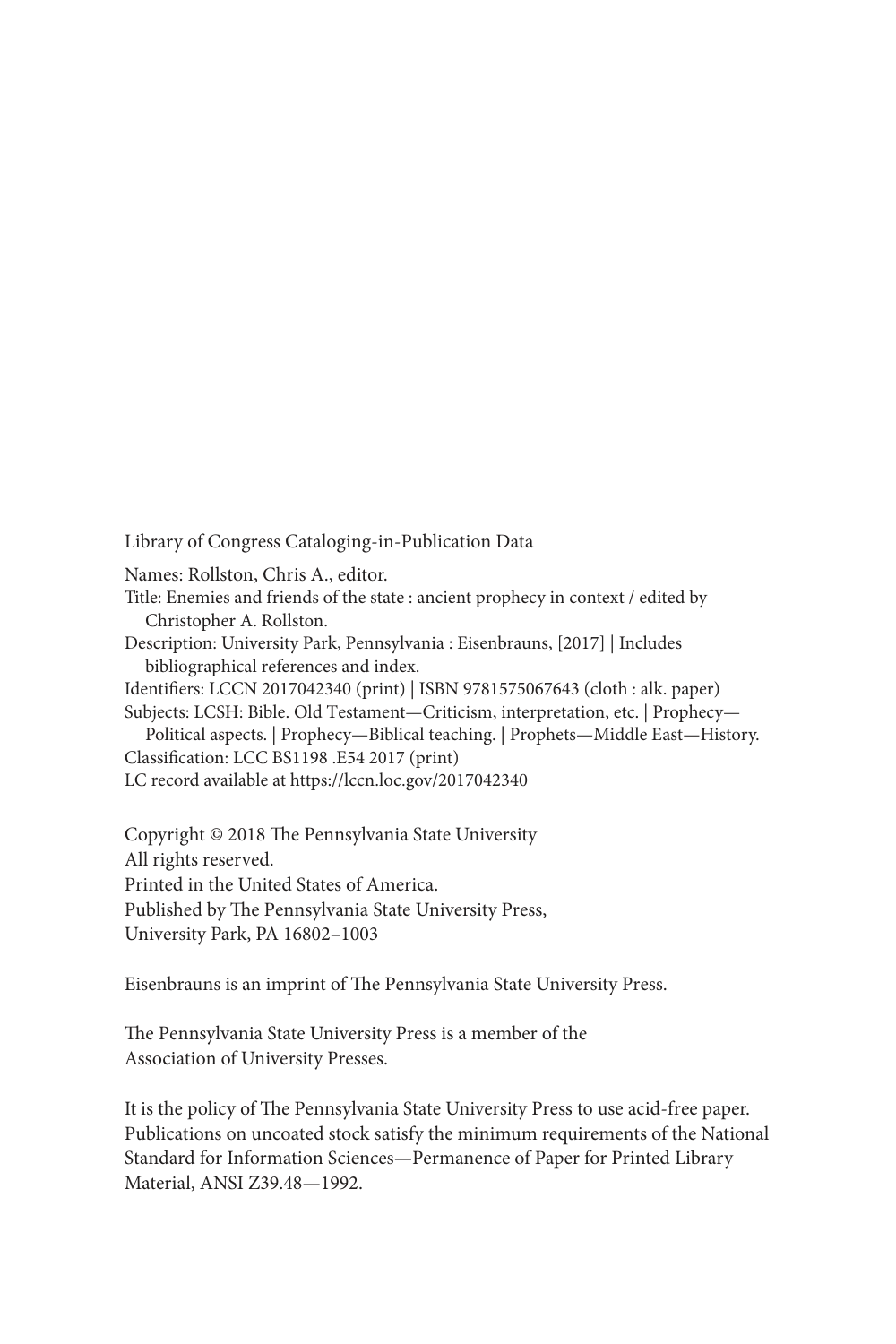Library of Congress Cataloging-in-Publication Data

Names: Rollston, Chris A., editor.
Title: Enemies and friends of the state : ancient prophecy in context / edited by Christopher A. Rollston.
Description: University Park, Pennsylvania : Eisenbrauns, [2017] | Includes bibliographical references and index.
Identifiers: LCCN 2017042340 (print) | ISBN 9781575067643 (cloth : alk. paper)
Subjects: LCSH: Bible. Old Testament—Criticism, interpretation, etc. | Prophecy—Political aspects. | Prophecy—Biblical teaching. | Prophets—Middle East—History.
Classification: LCC BS1198 .E54 2017 (print)
LC record available at https://lccn.loc.gov/2017042340

Copyright © 2018 The Pennsylvania State University
All rights reserved.
Printed in the United States of America.
Published by The Pennsylvania State University Press,
University Park, PA 16802–1003

Eisenbrauns is an imprint of The Pennsylvania State University Press.

The Pennsylvania State University Press is a member of the Association of University Presses.

It is the policy of The Pennsylvania State University Press to use acid-free paper. Publications on uncoated stock satisfy the minimum requirements of the National Standard for Information Sciences—Permanence of Paper for Printed Library Material, ANSI Z39.48—1992.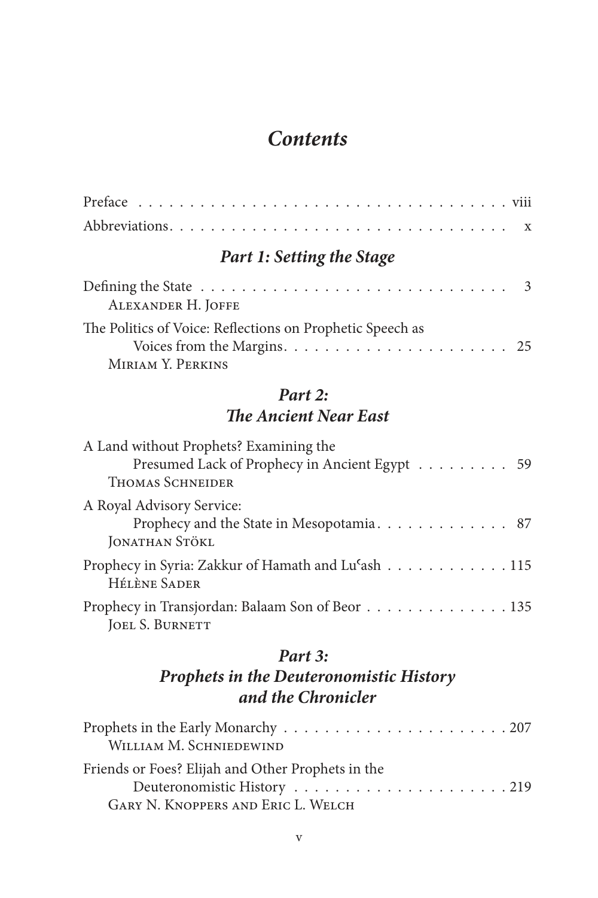# *Contents*

Preface . . . . . . . . . . . . . . . . . . . . . . . . . . . . . . . . . . . . viii

Abbreviations. . . . . . . . . . . . . . . . . . . . . . . . . . . . . . . . x

## *Part 1: Setting the Stage*

Defining the State . . . . . . . . . . . . . . . . . . . . . . . . . . . . . 3
  Alexander H. Joffe

The Politics of Voice: Reflections on Prophetic Speech as Voices from the Margins. . . . . . . . . . . . . . . . . . . . . . 25
  Miriam Y. Perkins

## *Part 2: The Ancient Near East*

A Land without Prophets? Examining the Presumed Lack of Prophecy in Ancient Egypt . . . . . . . . . 59
  Thomas Schneider

A Royal Advisory Service: Prophecy and the State in Mesopotamia. . . . . . . . . . . . . 87
  Jonathan Stökl

Prophecy in Syria: Zakkur of Hamath and Luʿash . . . . . . . . . . . . 115
  Hélène Sader

Prophecy in Transjordan: Balaam Son of Beor . . . . . . . . . . . . . . 135
  Joel S. Burnett

## *Part 3: Prophets in the Deuteronomistic History and the Chronicler*

Prophets in the Early Monarchy . . . . . . . . . . . . . . . . . . . . . . 207
  William M. Schniedewind

Friends or Foes? Elijah and Other Prophets in the Deuteronomistic History . . . . . . . . . . . . . . . . . . . . . 219
  Gary N. Knoppers and Eric L. Welch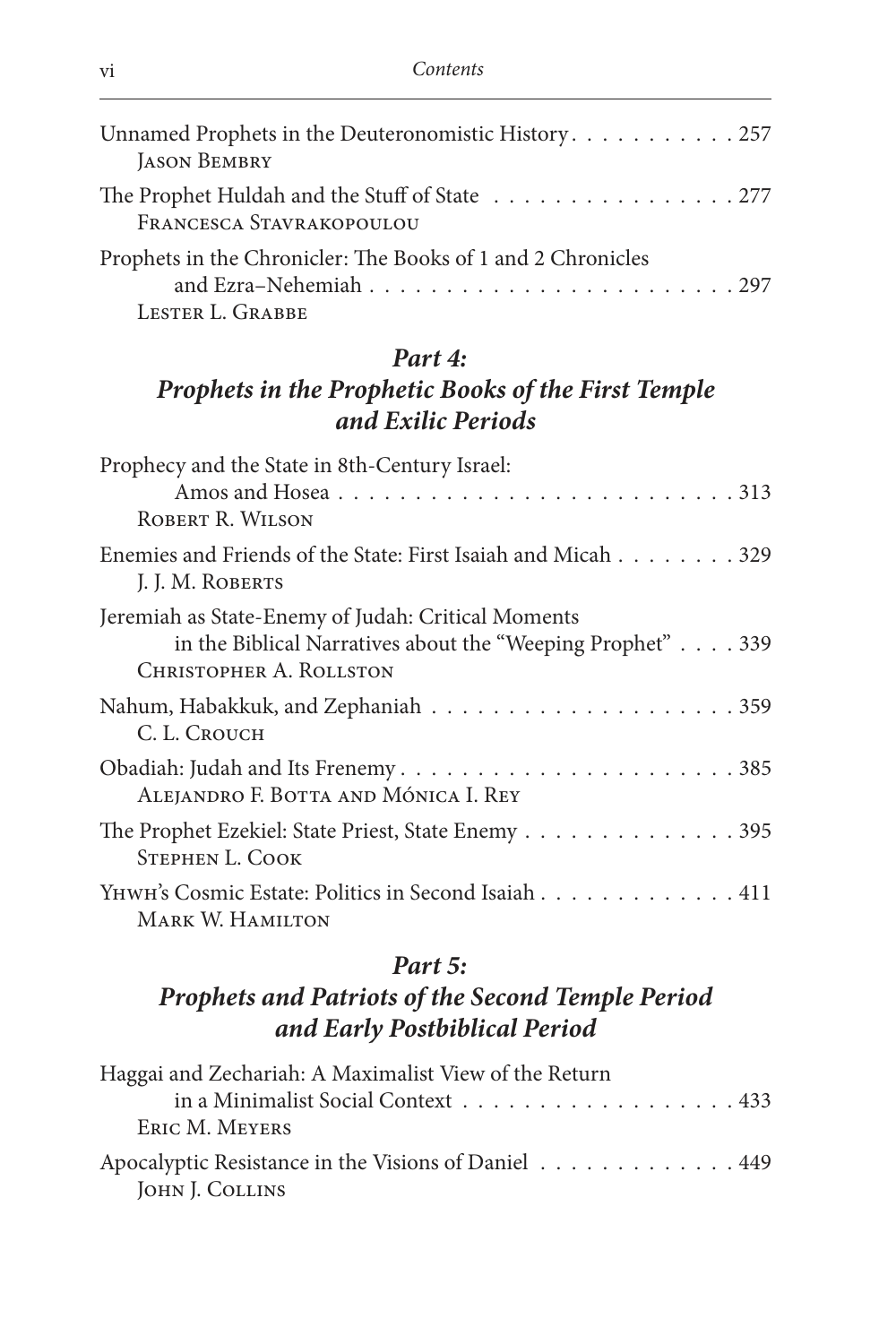Unnamed Prophets in the Deuteronomistic History . . . . . . . . . . . 257
JASON BEMBRY

The Prophet Huldah and the Stuff of State . . . . . . . . . . . . . . . . 277
FRANCESCA STAVRAKOPOULOU

Prophets in the Chronicler: The Books of 1 and 2 Chronicles and Ezra–Nehemiah . . . . . . . . . . . . . . . . . . . . . . . . 297
LESTER L. GRABBE

## *Part 4: Prophets in the Prophetic Books of the First Temple and Exilic Periods*

Prophecy and the State in 8th-Century Israel: Amos and Hosea . . . . . . . . . . . . . . . . . . . . . . . . . . 313
ROBERT R. WILSON

Enemies and Friends of the State: First Isaiah and Micah . . . . . . . . 329
J. J. M. ROBERTS

Jeremiah as State-Enemy of Judah: Critical Moments in the Biblical Narratives about the "Weeping Prophet" . . . . 339
CHRISTOPHER A. ROLLSTON

Nahum, Habakkuk, and Zephaniah . . . . . . . . . . . . . . . . . . . . 359
C. L. CROUCH

Obadiah: Judah and Its Frenemy . . . . . . . . . . . . . . . . . . . . . . 385
ALEJANDRO F. BOTTA AND MÓNICA I. REY

The Prophet Ezekiel: State Priest, State Enemy . . . . . . . . . . . . . . 395
STEPHEN L. COOK

YHWH's Cosmic Estate: Politics in Second Isaiah . . . . . . . . . . . . . 411
MARK W. HAMILTON

## *Part 5: Prophets and Patriots of the Second Temple Period and Early Postbiblical Period*

Haggai and Zechariah: A Maximalist View of the Return in a Minimalist Social Context . . . . . . . . . . . . . . . . . . 433
ERIC M. MEYERS

Apocalyptic Resistance in the Visions of Daniel . . . . . . . . . . . . . 449
JOHN J. COLLINS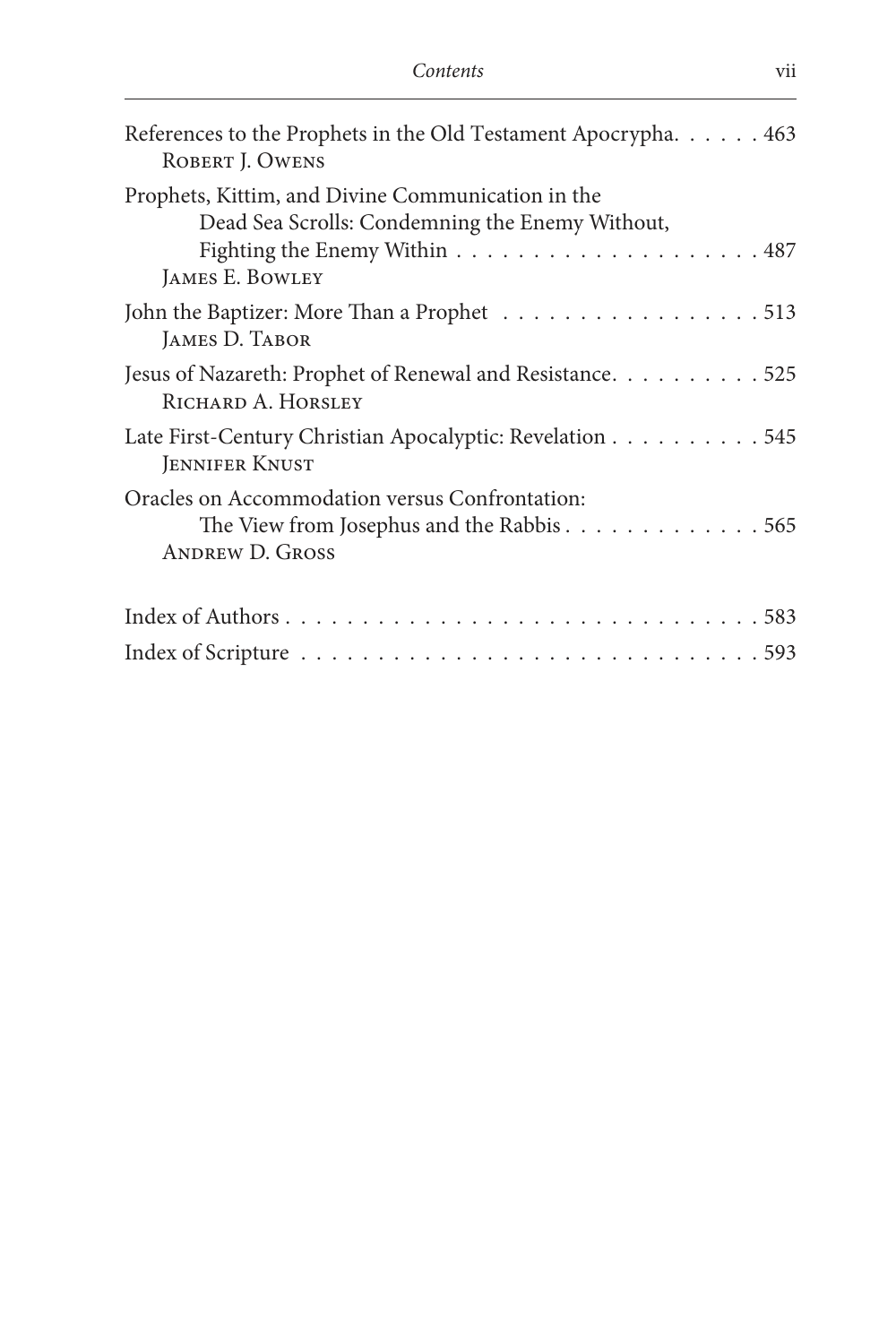References to the Prophets in the Old Testament Apocrypha. . . . . . 463
Robert J. Owens

Prophets, Kittim, and Divine Communication in the Dead Sea Scrolls: Condemning the Enemy Without, Fighting the Enemy Within . . . . . . . . . . . . . . . . . . . . 487
James E. Bowley

John the Baptizer: More Than a Prophet . . . . . . . . . . . . . . . . . 513
James D. Tabor

Jesus of Nazareth: Prophet of Renewal and Resistance. . . . . . . . . . 525
Richard A. Horsley

Late First-Century Christian Apocalyptic: Revelation . . . . . . . . . . 545
Jennifer Knust

Oracles on Accommodation versus Confrontation: The View from Josephus and the Rabbis . . . . . . . . . . . . . 565
Andrew D. Gross

Index of Authors . . . . . . . . . . . . . . . . . . . . . . . . . . . . . . . 583

Index of Scripture . . . . . . . . . . . . . . . . . . . . . . . . . . . . . . 593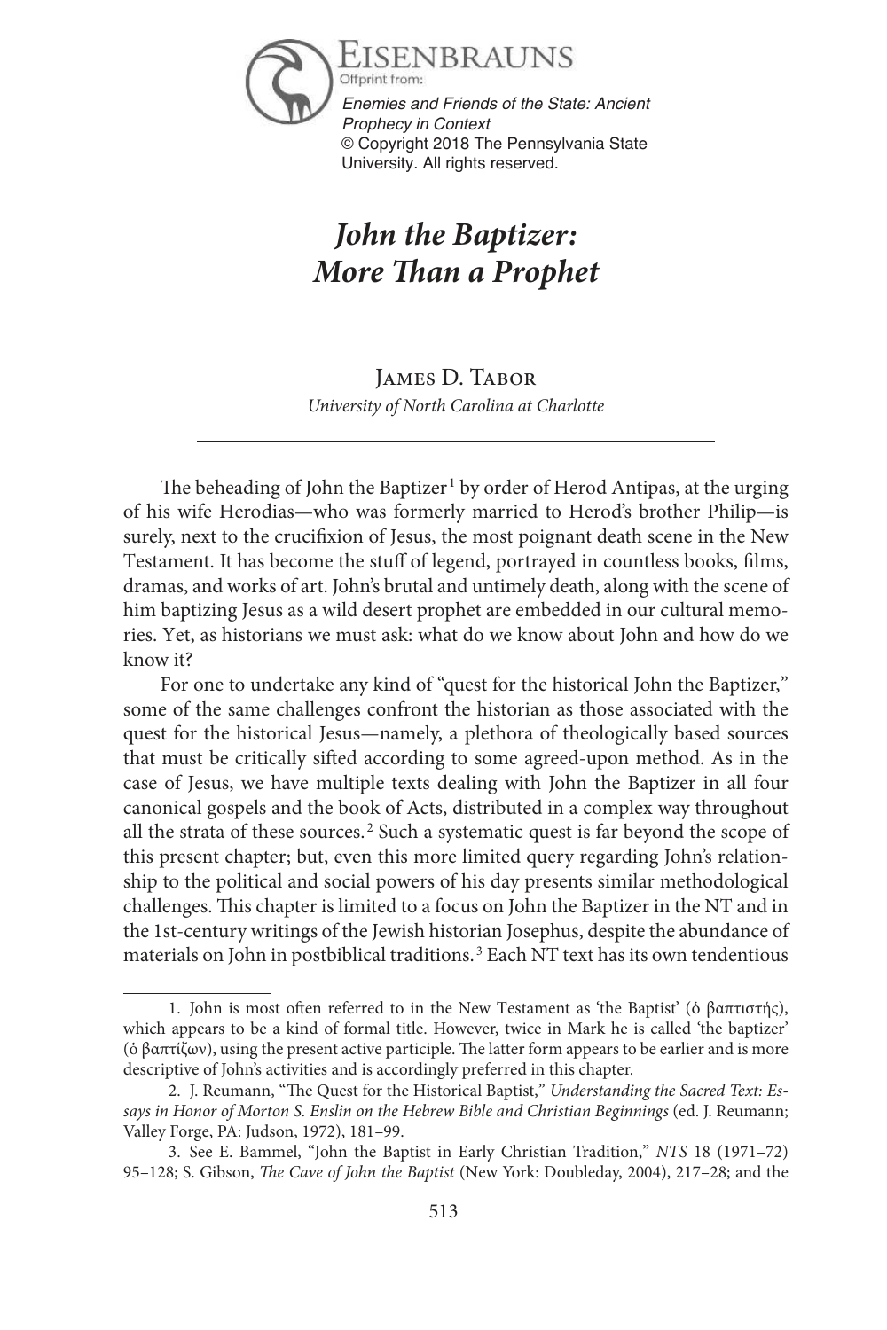Eisenbrauns
Offprint from:
*Enemies and Friends of the State: Ancient Prophecy in Context*
© Copyright 2018 The Pennsylvania State University. All rights reserved.

# *John the Baptizer: More Than a Prophet*

James D. Tabor
*University of North Carolina at Charlotte*

---

The beheading of John the Baptizer[1] by order of Herod Antipas, at the urging of his wife Herodias—who was formerly married to Herod's brother Philip—is surely, next to the crucifixion of Jesus, the most poignant death scene in the New Testament. It has become the stuff of legend, portrayed in countless books, films, dramas, and works of art. John's brutal and untimely death, along with the scene of him baptizing Jesus as a wild desert prophet are embedded in our cultural memories. Yet, as historians we must ask: what do we know about John and how do we know it?

For one to undertake any kind of "quest for the historical John the Baptizer," some of the same challenges confront the historian as those associated with the quest for the historical Jesus—namely, a plethora of theologically based sources that must be critically sifted according to some agreed-upon method. As in the case of Jesus, we have multiple texts dealing with John the Baptizer in all four canonical gospels and the book of Acts, distributed in a complex way throughout all the strata of these sources.[2] Such a systematic quest is far beyond the scope of this present chapter; but, even this more limited query regarding John's relationship to the political and social powers of his day presents similar methodological challenges. This chapter is limited to a focus on John the Baptizer in the NT and in the 1st-century writings of the Jewish historian Josephus, despite the abundance of materials on John in postbiblical traditions.[3] Each NT text has its own tendentious

---

1. John is most often referred to in the New Testament as 'the Baptist' (ὁ βαπτιστής), which appears to be a kind of formal title. However, twice in Mark he is called 'the baptizer' (ὁ βαπτίζων), using the present active participle. The latter form appears to be earlier and is more descriptive of John's activities and is accordingly preferred in this chapter.

2. J. Reumann, "The Quest for the Historical Baptist," *Understanding the Sacred Text: Essays in Honor of Morton S. Enslin on the Hebrew Bible and Christian Beginnings* (ed. J. Reumann; Valley Forge, PA: Judson, 1972), 181–99.

3. See E. Bammel, "John the Baptist in Early Christian Tradition," *NTS* 18 (1971–72) 95–128; S. Gibson, *The Cave of John the Baptist* (New York: Doubleday, 2004), 217–28; and the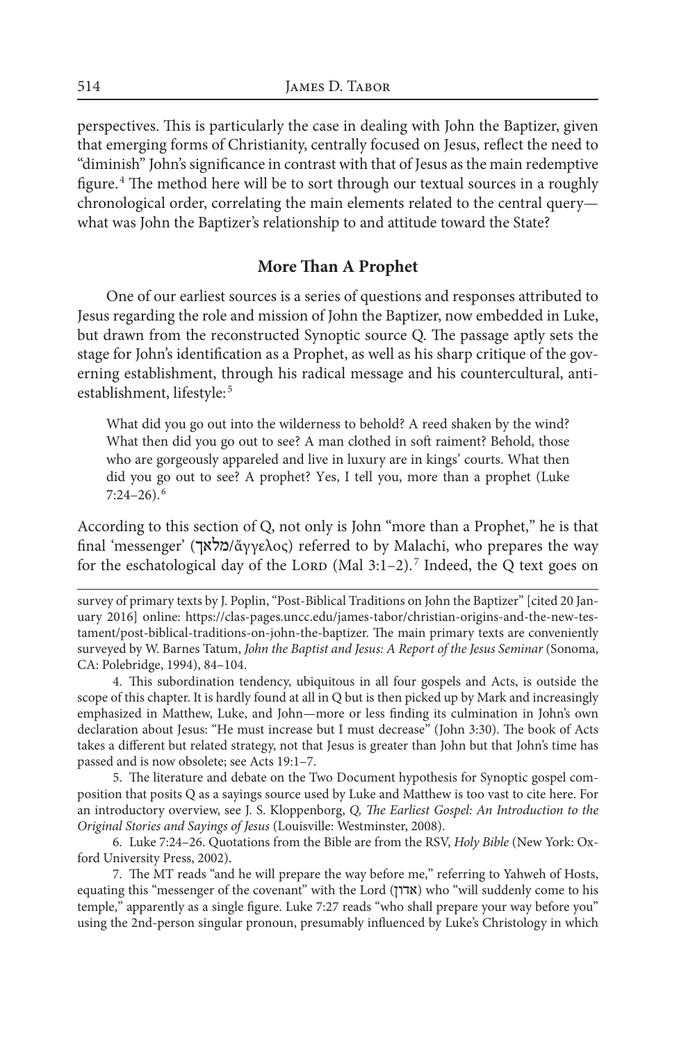perspectives. This is particularly the case in dealing with John the Baptizer, given that emerging forms of Christianity, centrally focused on Jesus, reflect the need to "diminish" John's significance in contrast with that of Jesus as the main redemptive figure.[4] The method here will be to sort through our textual sources in a roughly chronological order, correlating the main elements related to the central query—what was John the Baptizer's relationship to and attitude toward the State?

## More Than A Prophet

One of our earliest sources is a series of questions and responses attributed to Jesus regarding the role and mission of John the Baptizer, now embedded in Luke, but drawn from the reconstructed Synoptic source Q. The passage aptly sets the stage for John's identification as a Prophet, as well as his sharp critique of the governing establishment, through his radical message and his countercultural, anti-establishment, lifestyle:[5]

> What did you go out into the wilderness to behold? A reed shaken by the wind? What then did you go out to see? A man clothed in soft raiment? Behold, those who are gorgeously appareled and live in luxury are in kings' courts. What then did you go out to see? A prophet? Yes, I tell you, more than a prophet (Luke 7:24–26).[6]

According to this section of Q, not only is John "more than a Prophet," he is that final 'messenger' (מלאך/ἄγγελος) referred to by Malachi, who prepares the way for the eschatological day of the Lord (Mal 3:1–2).[7] Indeed, the Q text goes on

survey of primary texts by J. Poplin, "Post-Biblical Traditions on John the Baptizer" [cited 20 January 2016] online: https://clas-pages.uncc.edu/james-tabor/christian-origins-and-the-new-testament/post-biblical-traditions-on-john-the-baptizer. The main primary texts are conveniently surveyed by W. Barnes Tatum, *John the Baptist and Jesus: A Report of the Jesus Seminar* (Sonoma, CA: Polebridge, 1994), 84–104.

4. This subordination tendency, ubiquitous in all four gospels and Acts, is outside the scope of this chapter. It is hardly found at all in Q but is then picked up by Mark and increasingly emphasized in Matthew, Luke, and John—more or less finding its culmination in John's own declaration about Jesus: "He must increase but I must decrease" (John 3:30). The book of Acts takes a different but related strategy, not that Jesus is greater than John but that John's time has passed and is now obsolete; see Acts 19:1–7.

5. The literature and debate on the Two Document hypothesis for Synoptic gospel composition that posits Q as a sayings source used by Luke and Matthew is too vast to cite here. For an introductory overview, see J. S. Kloppenborg, *Q, The Earliest Gospel: An Introduction to the Original Stories and Sayings of Jesus* (Louisville: Westminster, 2008).

6. Luke 7:24–26. Quotations from the Bible are from the RSV, *Holy Bible* (New York: Oxford University Press, 2002).

7. The MT reads "and he will prepare the way before me," referring to Yahweh of Hosts, equating this "messenger of the covenant" with the Lord (אדון) who "will suddenly come to his temple," apparently as a single figure. Luke 7:27 reads "who shall prepare your way before you" using the 2nd-person singular pronoun, presumably influenced by Luke's Christology in which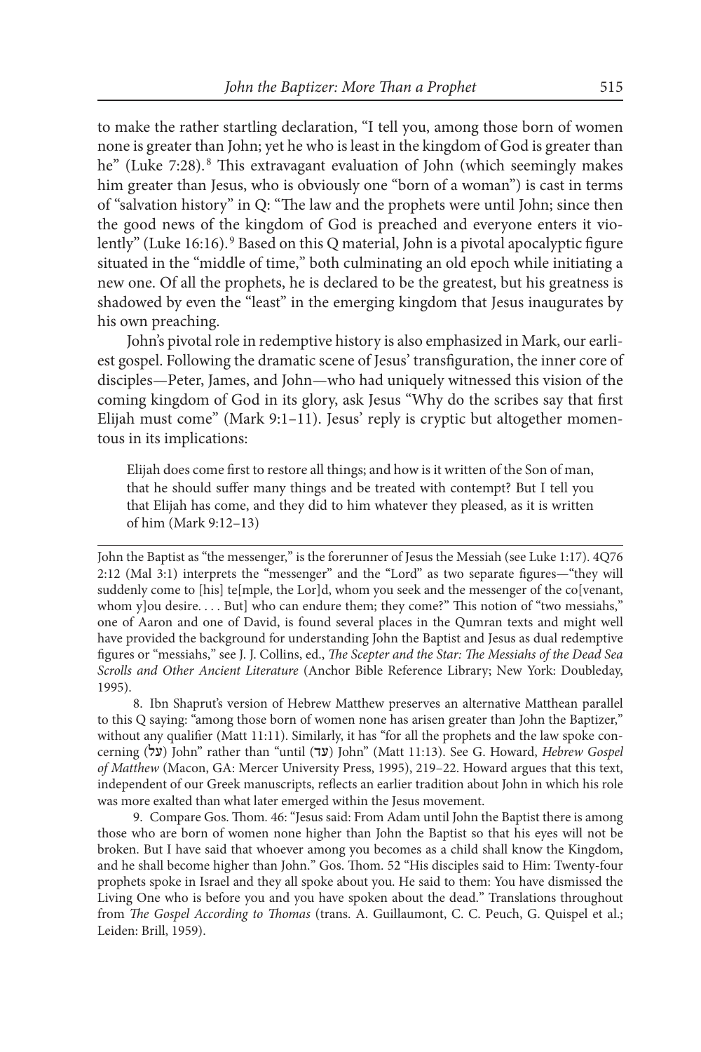to make the rather startling declaration, "I tell you, among those born of women none is greater than John; yet he who is least in the kingdom of God is greater than he" (Luke 7:28).[8] This extravagant evaluation of John (which seemingly makes him greater than Jesus, who is obviously one "born of a woman") is cast in terms of "salvation history" in Q: "The law and the prophets were until John; since then the good news of the kingdom of God is preached and everyone enters it violently" (Luke 16:16).[9] Based on this Q material, John is a pivotal apocalyptic figure situated in the "middle of time," both culminating an old epoch while initiating a new one. Of all the prophets, he is declared to be the greatest, but his greatness is shadowed by even the "least" in the emerging kingdom that Jesus inaugurates by his own preaching.

John's pivotal role in redemptive history is also emphasized in Mark, our earliest gospel. Following the dramatic scene of Jesus' transfiguration, the inner core of disciples—Peter, James, and John—who had uniquely witnessed this vision of the coming kingdom of God in its glory, ask Jesus "Why do the scribes say that first Elijah must come" (Mark 9:1–11). Jesus' reply is cryptic but altogether momentous in its implications:

> Elijah does come first to restore all things; and how is it written of the Son of man, that he should suffer many things and be treated with contempt? But I tell you that Elijah has come, and they did to him whatever they pleased, as it is written of him (Mark 9:12–13)

---

John the Baptist as "the messenger," is the forerunner of Jesus the Messiah (see Luke 1:17). 4Q76 2:12 (Mal 3:1) interprets the "messenger" and the "Lord" as two separate figures—"they will suddenly come to [his] te[mple, the Lor]d, whom you seek and the messenger of the co[venant, whom y]ou desire. . . . But] who can endure them; they come?" This notion of "two messiahs," one of Aaron and one of David, is found several places in the Qumran texts and might well have provided the background for understanding John the Baptist and Jesus as dual redemptive figures or "messiahs," see J. J. Collins, ed., *The Scepter and the Star: The Messiahs of the Dead Sea Scrolls and Other Ancient Literature* (Anchor Bible Reference Library; New York: Doubleday, 1995).

8. Ibn Shaprut's version of Hebrew Matthew preserves an alternative Matthean parallel to this Q saying: "among those born of women none has arisen greater than John the Baptizer," without any qualifier (Matt 11:11). Similarly, it has "for all the prophets and the law spoke concerning (על) John" rather than "until (עד) John" (Matt 11:13). See G. Howard, *Hebrew Gospel of Matthew* (Macon, GA: Mercer University Press, 1995), 219–22. Howard argues that this text, independent of our Greek manuscripts, reflects an earlier tradition about John in which his role was more exalted than what later emerged within the Jesus movement.

9. Compare Gos. Thom. 46: "Jesus said: From Adam until John the Baptist there is among those who are born of women none higher than John the Baptist so that his eyes will not be broken. But I have said that whoever among you becomes as a child shall know the Kingdom, and he shall become higher than John." Gos. Thom. 52 "His disciples said to Him: Twenty-four prophets spoke in Israel and they all spoke about you. He said to them: You have dismissed the Living One who is before you and you have spoken about the dead." Translations throughout from *The Gospel According to Thomas* (trans. A. Guillaumont, C. C. Peuch, G. Quispel et al.; Leiden: Brill, 1959).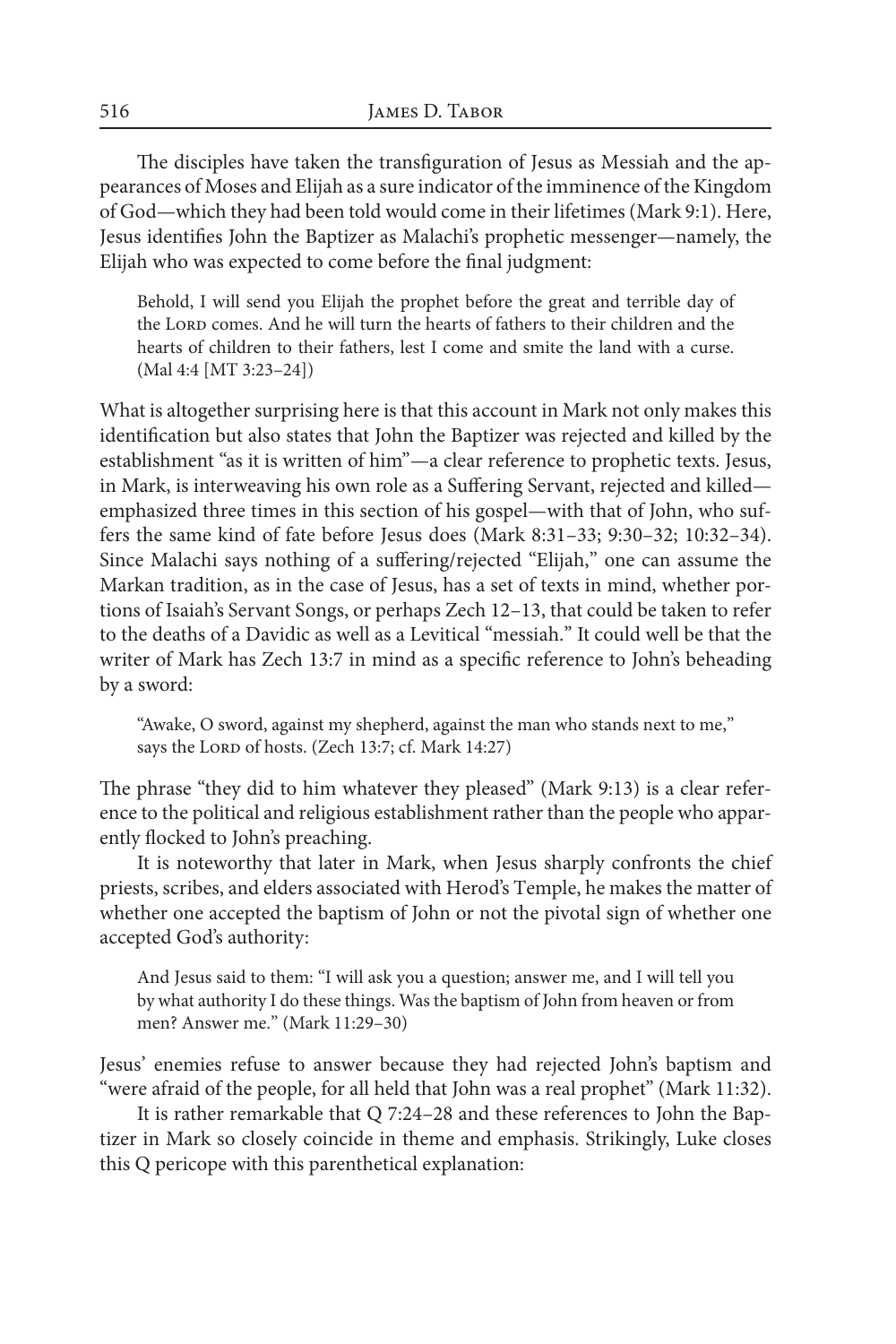The disciples have taken the transfiguration of Jesus as Messiah and the appearances of Moses and Elijah as a sure indicator of the imminence of the Kingdom of God—which they had been told would come in their lifetimes (Mark 9:1). Here, Jesus identifies John the Baptizer as Malachi's prophetic messenger—namely, the Elijah who was expected to come before the final judgment:

> Behold, I will send you Elijah the prophet before the great and terrible day of the Lord comes. And he will turn the hearts of fathers to their children and the hearts of children to their fathers, lest I come and smite the land with a curse. (Mal 4:4 [MT 3:23–24])

What is altogether surprising here is that this account in Mark not only makes this identification but also states that John the Baptizer was rejected and killed by the establishment "as it is written of him"—a clear reference to prophetic texts. Jesus, in Mark, is interweaving his own role as a Suffering Servant, rejected and killed—emphasized three times in this section of his gospel—with that of John, who suffers the same kind of fate before Jesus does (Mark 8:31–33; 9:30–32; 10:32–34). Since Malachi says nothing of a suffering/rejected "Elijah," one can assume the Markan tradition, as in the case of Jesus, has a set of texts in mind, whether portions of Isaiah's Servant Songs, or perhaps Zech 12–13, that could be taken to refer to the deaths of a Davidic as well as a Levitical "messiah." It could well be that the writer of Mark has Zech 13:7 in mind as a specific reference to John's beheading by a sword:

> "Awake, O sword, against my shepherd, against the man who stands next to me," says the Lord of hosts. (Zech 13:7; cf. Mark 14:27)

The phrase "they did to him whatever they pleased" (Mark 9:13) is a clear reference to the political and religious establishment rather than the people who apparently flocked to John's preaching.

It is noteworthy that later in Mark, when Jesus sharply confronts the chief priests, scribes, and elders associated with Herod's Temple, he makes the matter of whether one accepted the baptism of John or not the pivotal sign of whether one accepted God's authority:

> And Jesus said to them: "I will ask you a question; answer me, and I will tell you by what authority I do these things. Was the baptism of John from heaven or from men? Answer me." (Mark 11:29–30)

Jesus' enemies refuse to answer because they had rejected John's baptism and "were afraid of the people, for all held that John was a real prophet" (Mark 11:32).

It is rather remarkable that Q 7:24–28 and these references to John the Baptizer in Mark so closely coincide in theme and emphasis. Strikingly, Luke closes this Q pericope with this parenthetical explanation: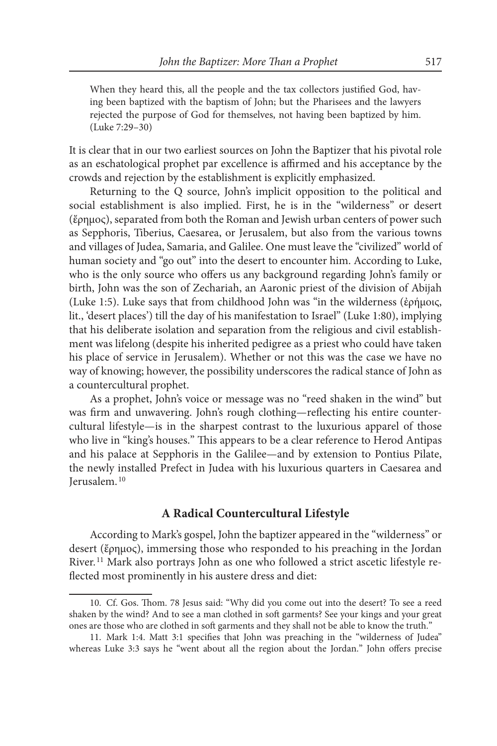> When they heard this, all the people and the tax collectors justified God, having been baptized with the baptism of John; but the Pharisees and the lawyers rejected the purpose of God for themselves, not having been baptized by him. (Luke 7:29–30)

It is clear that in our two earliest sources on John the Baptizer that his pivotal role as an eschatological prophet par excellence is affirmed and his acceptance by the crowds and rejection by the establishment is explicitly emphasized.

Returning to the Q source, John's implicit opposition to the political and social establishment is also implied. First, he is in the "wilderness" or desert (ἔρημος), separated from both the Roman and Jewish urban centers of power such as Sepphoris, Tiberius, Caesarea, or Jerusalem, but also from the various towns and villages of Judea, Samaria, and Galilee. One must leave the "civilized" world of human society and "go out" into the desert to encounter him. According to Luke, who is the only source who offers us any background regarding John's family or birth, John was the son of Zechariah, an Aaronic priest of the division of Abijah (Luke 1:5). Luke says that from childhood John was "in the wilderness (ἐρήμοις, lit., 'desert places') till the day of his manifestation to Israel" (Luke 1:80), implying that his deliberate isolation and separation from the religious and civil establishment was lifelong (despite his inherited pedigree as a priest who could have taken his place of service in Jerusalem). Whether or not this was the case we have no way of knowing; however, the possibility underscores the radical stance of John as a countercultural prophet.

As a prophet, John's voice or message was no "reed shaken in the wind" but was firm and unwavering. John's rough clothing—reflecting his entire countercultural lifestyle—is in the sharpest contrast to the luxurious apparel of those who live in "king's houses." This appears to be a clear reference to Herod Antipas and his palace at Sepphoris in the Galilee—and by extension to Pontius Pilate, the newly installed Prefect in Judea with his luxurious quarters in Caesarea and Jerusalem.[10]

### A Radical Countercultural Lifestyle

According to Mark's gospel, John the baptizer appeared in the "wilderness" or desert (ἔρημος), immersing those who responded to his preaching in the Jordan River.[11] Mark also portrays John as one who followed a strict ascetic lifestyle reflected most prominently in his austere dress and diet:

---

10. Cf. Gos. Thom. 78 Jesus said: "Why did you come out into the desert? To see a reed shaken by the wind? And to see a man clothed in soft garments? See your kings and your great ones are those who are clothed in soft garments and they shall not be able to know the truth."

11. Mark 1:4. Matt 3:1 specifies that John was preaching in the "wilderness of Judea" whereas Luke 3:3 says he "went about all the region about the Jordan." John offers precise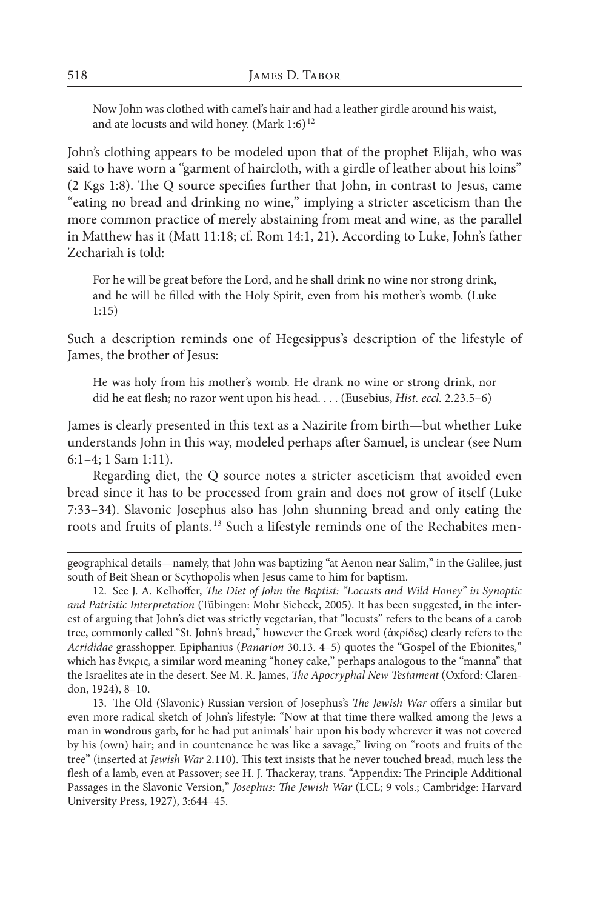> Now John was clothed with camel's hair and had a leather girdle around his waist, and ate locusts and wild honey. (Mark 1:6)[12]

John's clothing appears to be modeled upon that of the prophet Elijah, who was said to have worn a "garment of haircloth, with a girdle of leather about his loins" (2 Kgs 1:8). The Q source specifies further that John, in contrast to Jesus, came "eating no bread and drinking no wine," implying a stricter asceticism than the more common practice of merely abstaining from meat and wine, as the parallel in Matthew has it (Matt 11:18; cf. Rom 14:1, 21). According to Luke, John's father Zechariah is told:

> For he will be great before the Lord, and he shall drink no wine nor strong drink, and he will be filled with the Holy Spirit, even from his mother's womb. (Luke 1:15)

Such a description reminds one of Hegesippus's description of the lifestyle of James, the brother of Jesus:

> He was holy from his mother's womb. He drank no wine or strong drink, nor did he eat flesh; no razor went upon his head. . . . (Eusebius, *Hist. eccl.* 2.23.5–6)

James is clearly presented in this text as a Nazirite from birth—but whether Luke understands John in this way, modeled perhaps after Samuel, is unclear (see Num 6:1–4; 1 Sam 1:11).

Regarding diet, the Q source notes a stricter asceticism that avoided even bread since it has to be processed from grain and does not grow of itself (Luke 7:33–34). Slavonic Josephus also has John shunning bread and only eating the roots and fruits of plants.[13] Such a lifestyle reminds one of the Rechabites men-

---

geographical details—namely, that John was baptizing "at Aenon near Salim," in the Galilee, just south of Beit Shean or Scythopolis when Jesus came to him for baptism.

12. See J. A. Kelhoffer, *The Diet of John the Baptist: "Locusts and Wild Honey" in Synoptic and Patristic Interpretation* (Tübingen: Mohr Siebeck, 2005). It has been suggested, in the interest of arguing that John's diet was strictly vegetarian, that "locusts" refers to the beans of a carob tree, commonly called "St. John's bread," however the Greek word (ἀκρίδες) clearly refers to the *Acrididae* grasshopper. Epiphanius (*Panarion* 30.13. 4–5) quotes the "Gospel of the Ebionites," which has ἔνκρις, a similar word meaning "honey cake," perhaps analogous to the "manna" that the Israelites ate in the desert. See M. R. James, *The Apocryphal New Testament* (Oxford: Clarendon, 1924), 8–10.

13. The Old (Slavonic) Russian version of Josephus's *The Jewish War* offers a similar but even more radical sketch of John's lifestyle: "Now at that time there walked among the Jews a man in wondrous garb, for he had put animals' hair upon his body wherever it was not covered by his (own) hair; and in countenance he was like a savage," living on "roots and fruits of the tree" (inserted at *Jewish War* 2.110). This text insists that he never touched bread, much less the flesh of a lamb, even at Passover; see H. J. Thackeray, trans. "Appendix: The Principle Additional Passages in the Slavonic Version," *Josephus: The Jewish War* (LCL; 9 vols.; Cambridge: Harvard University Press, 1927), 3:644–45.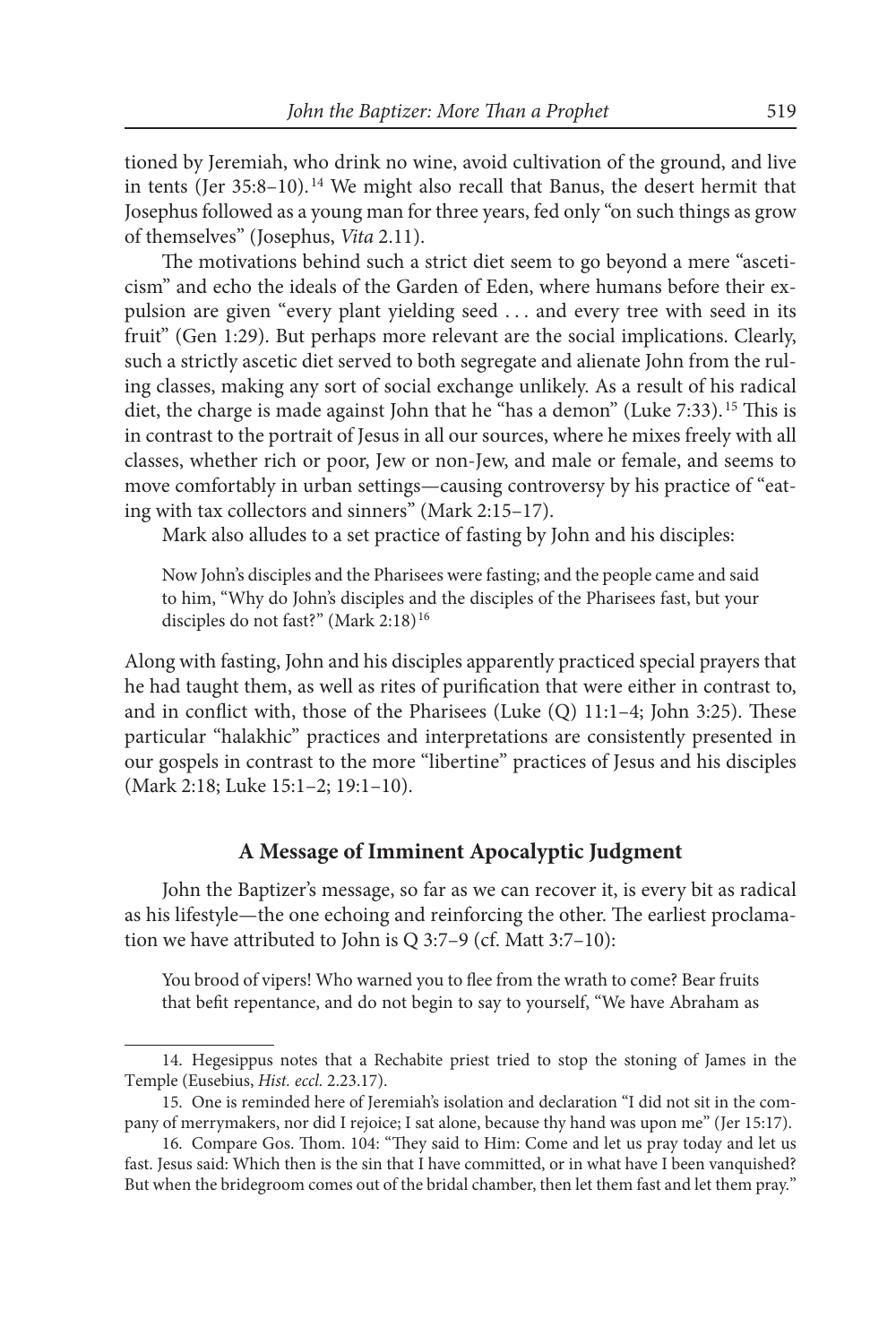tioned by Jeremiah, who drink no wine, avoid cultivation of the ground, and live in tents (Jer 35:8–10).[14] We might also recall that Banus, the desert hermit that Josephus followed as a young man for three years, fed only "on such things as grow of themselves" (Josephus, *Vita* 2.11).

The motivations behind such a strict diet seem to go beyond a mere "asceticism" and echo the ideals of the Garden of Eden, where humans before their expulsion are given "every plant yielding seed . . . and every tree with seed in its fruit" (Gen 1:29). But perhaps more relevant are the social implications. Clearly, such a strictly ascetic diet served to both segregate and alienate John from the ruling classes, making any sort of social exchange unlikely. As a result of his radical diet, the charge is made against John that he "has a demon" (Luke 7:33).[15] This is in contrast to the portrait of Jesus in all our sources, where he mixes freely with all classes, whether rich or poor, Jew or non-Jew, and male or female, and seems to move comfortably in urban settings—causing controversy by his practice of "eating with tax collectors and sinners" (Mark 2:15–17).

Mark also alludes to a set practice of fasting by John and his disciples:

> Now John's disciples and the Pharisees were fasting; and the people came and said to him, "Why do John's disciples and the disciples of the Pharisees fast, but your disciples do not fast?" (Mark 2:18)[16]

Along with fasting, John and his disciples apparently practiced special prayers that he had taught them, as well as rites of purification that were either in contrast to, and in conflict with, those of the Pharisees (Luke (Q) 11:1–4; John 3:25). These particular "halakhic" practices and interpretations are consistently presented in our gospels in contrast to the more "libertine" practices of Jesus and his disciples (Mark 2:18; Luke 15:1–2; 19:1–10).

## A Message of Imminent Apocalyptic Judgment

John the Baptizer's message, so far as we can recover it, is every bit as radical as his lifestyle—the one echoing and reinforcing the other. The earliest proclamation we have attributed to John is Q 3:7–9 (cf. Matt 3:7–10):

> You brood of vipers! Who warned you to flee from the wrath to come? Bear fruits that befit repentance, and do not begin to say to yourself, "We have Abraham as

---

14. Hegesippus notes that a Rechabite priest tried to stop the stoning of James in the Temple (Eusebius, *Hist. eccl.* 2.23.17).

15. One is reminded here of Jeremiah's isolation and declaration "I did not sit in the company of merrymakers, nor did I rejoice; I sat alone, because thy hand was upon me" (Jer 15:17).

16. Compare Gos. Thom. 104: "They said to Him: Come and let us pray today and let us fast. Jesus said: Which then is the sin that I have committed, or in what have I been vanquished? But when the bridegroom comes out of the bridal chamber, then let them fast and let them pray."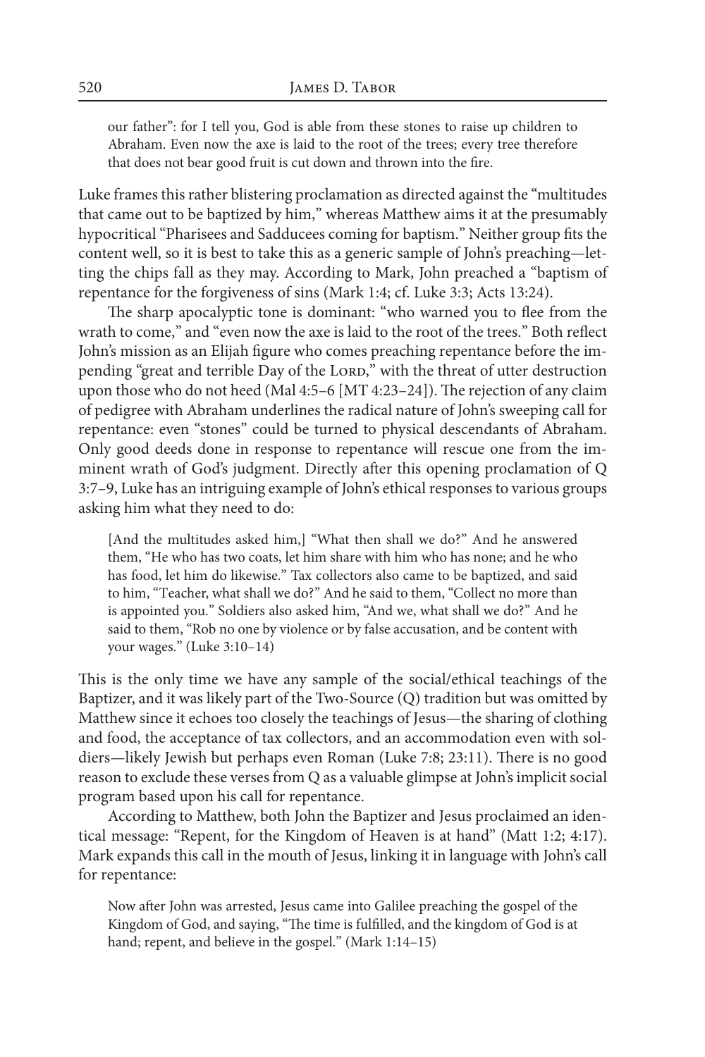> our father": for I tell you, God is able from these stones to raise up children to Abraham. Even now the axe is laid to the root of the trees; every tree therefore that does not bear good fruit is cut down and thrown into the fire.

Luke frames this rather blistering proclamation as directed against the "multitudes that came out to be baptized by him," whereas Matthew aims it at the presumably hypocritical "Pharisees and Sadducees coming for baptism." Neither group fits the content well, so it is best to take this as a generic sample of John's preaching—letting the chips fall as they may. According to Mark, John preached a "baptism of repentance for the forgiveness of sins (Mark 1:4; cf. Luke 3:3; Acts 13:24).

The sharp apocalyptic tone is dominant: "who warned you to flee from the wrath to come," and "even now the axe is laid to the root of the trees." Both reflect John's mission as an Elijah figure who comes preaching repentance before the impending "great and terrible Day of the LORD," with the threat of utter destruction upon those who do not heed (Mal 4:5–6 [MT 4:23–24]). The rejection of any claim of pedigree with Abraham underlines the radical nature of John's sweeping call for repentance: even "stones" could be turned to physical descendants of Abraham. Only good deeds done in response to repentance will rescue one from the imminent wrath of God's judgment. Directly after this opening proclamation of Q 3:7–9, Luke has an intriguing example of John's ethical responses to various groups asking him what they need to do:

> [And the multitudes asked him,] "What then shall we do?" And he answered them, "He who has two coats, let him share with him who has none; and he who has food, let him do likewise." Tax collectors also came to be baptized, and said to him, "Teacher, what shall we do?" And he said to them, "Collect no more than is appointed you." Soldiers also asked him, "And we, what shall we do?" And he said to them, "Rob no one by violence or by false accusation, and be content with your wages." (Luke 3:10–14)

This is the only time we have any sample of the social/ethical teachings of the Baptizer, and it was likely part of the Two-Source (Q) tradition but was omitted by Matthew since it echoes too closely the teachings of Jesus—the sharing of clothing and food, the acceptance of tax collectors, and an accommodation even with soldiers—likely Jewish but perhaps even Roman (Luke 7:8; 23:11). There is no good reason to exclude these verses from Q as a valuable glimpse at John's implicit social program based upon his call for repentance.

According to Matthew, both John the Baptizer and Jesus proclaimed an identical message: "Repent, for the Kingdom of Heaven is at hand" (Matt 1:2; 4:17). Mark expands this call in the mouth of Jesus, linking it in language with John's call for repentance:

> Now after John was arrested, Jesus came into Galilee preaching the gospel of the Kingdom of God, and saying, "The time is fulfilled, and the kingdom of God is at hand; repent, and believe in the gospel." (Mark 1:14–15)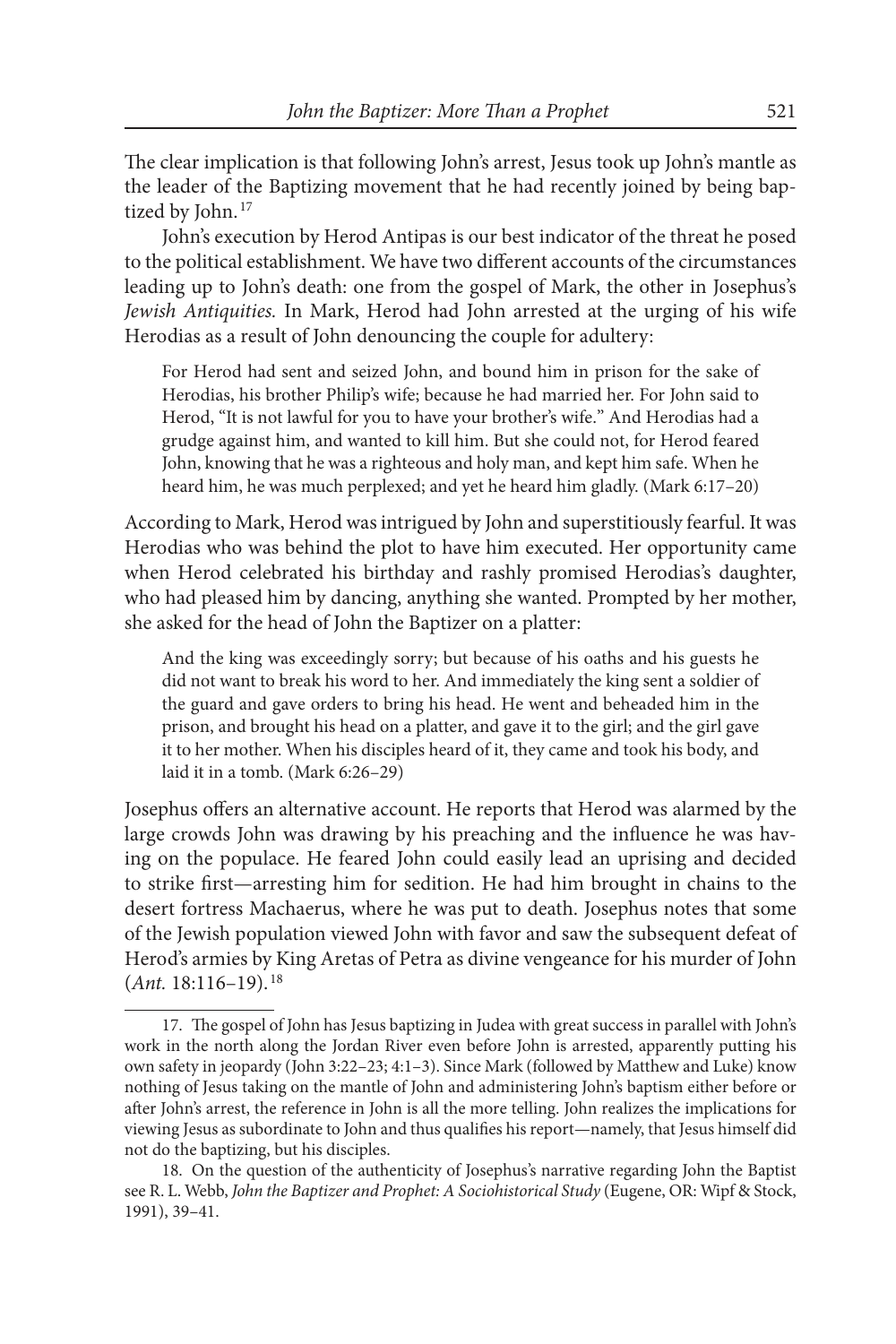The clear implication is that following John's arrest, Jesus took up John's mantle as the leader of the Baptizing movement that he had recently joined by being baptized by John.[17]

John's execution by Herod Antipas is our best indicator of the threat he posed to the political establishment. We have two different accounts of the circumstances leading up to John's death: one from the gospel of Mark, the other in Josephus's *Jewish Antiquities.* In Mark, Herod had John arrested at the urging of his wife Herodias as a result of John denouncing the couple for adultery:

> For Herod had sent and seized John, and bound him in prison for the sake of Herodias, his brother Philip's wife; because he had married her. For John said to Herod, "It is not lawful for you to have your brother's wife." And Herodias had a grudge against him, and wanted to kill him. But she could not, for Herod feared John, knowing that he was a righteous and holy man, and kept him safe. When he heard him, he was much perplexed; and yet he heard him gladly. (Mark 6:17–20)

According to Mark, Herod was intrigued by John and superstitiously fearful. It was Herodias who was behind the plot to have him executed. Her opportunity came when Herod celebrated his birthday and rashly promised Herodias's daughter, who had pleased him by dancing, anything she wanted. Prompted by her mother, she asked for the head of John the Baptizer on a platter:

> And the king was exceedingly sorry; but because of his oaths and his guests he did not want to break his word to her. And immediately the king sent a soldier of the guard and gave orders to bring his head. He went and beheaded him in the prison, and brought his head on a platter, and gave it to the girl; and the girl gave it to her mother. When his disciples heard of it, they came and took his body, and laid it in a tomb. (Mark 6:26–29)

Josephus offers an alternative account. He reports that Herod was alarmed by the large crowds John was drawing by his preaching and the influence he was having on the populace. He feared John could easily lead an uprising and decided to strike first—arresting him for sedition. He had him brought in chains to the desert fortress Machaerus, where he was put to death. Josephus notes that some of the Jewish population viewed John with favor and saw the subsequent defeat of Herod's armies by King Aretas of Petra as divine vengeance for his murder of John (*Ant.* 18:116–19).[18]

17. The gospel of John has Jesus baptizing in Judea with great success in parallel with John's work in the north along the Jordan River even before John is arrested, apparently putting his own safety in jeopardy (John 3:22–23; 4:1–3). Since Mark (followed by Matthew and Luke) know nothing of Jesus taking on the mantle of John and administering John's baptism either before or after John's arrest, the reference in John is all the more telling. John realizes the implications for viewing Jesus as subordinate to John and thus qualifies his report—namely, that Jesus himself did not do the baptizing, but his disciples.

18. On the question of the authenticity of Josephus's narrative regarding John the Baptist see R. L. Webb, *John the Baptizer and Prophet: A Sociohistorical Study* (Eugene, OR: Wipf & Stock, 1991), 39–41.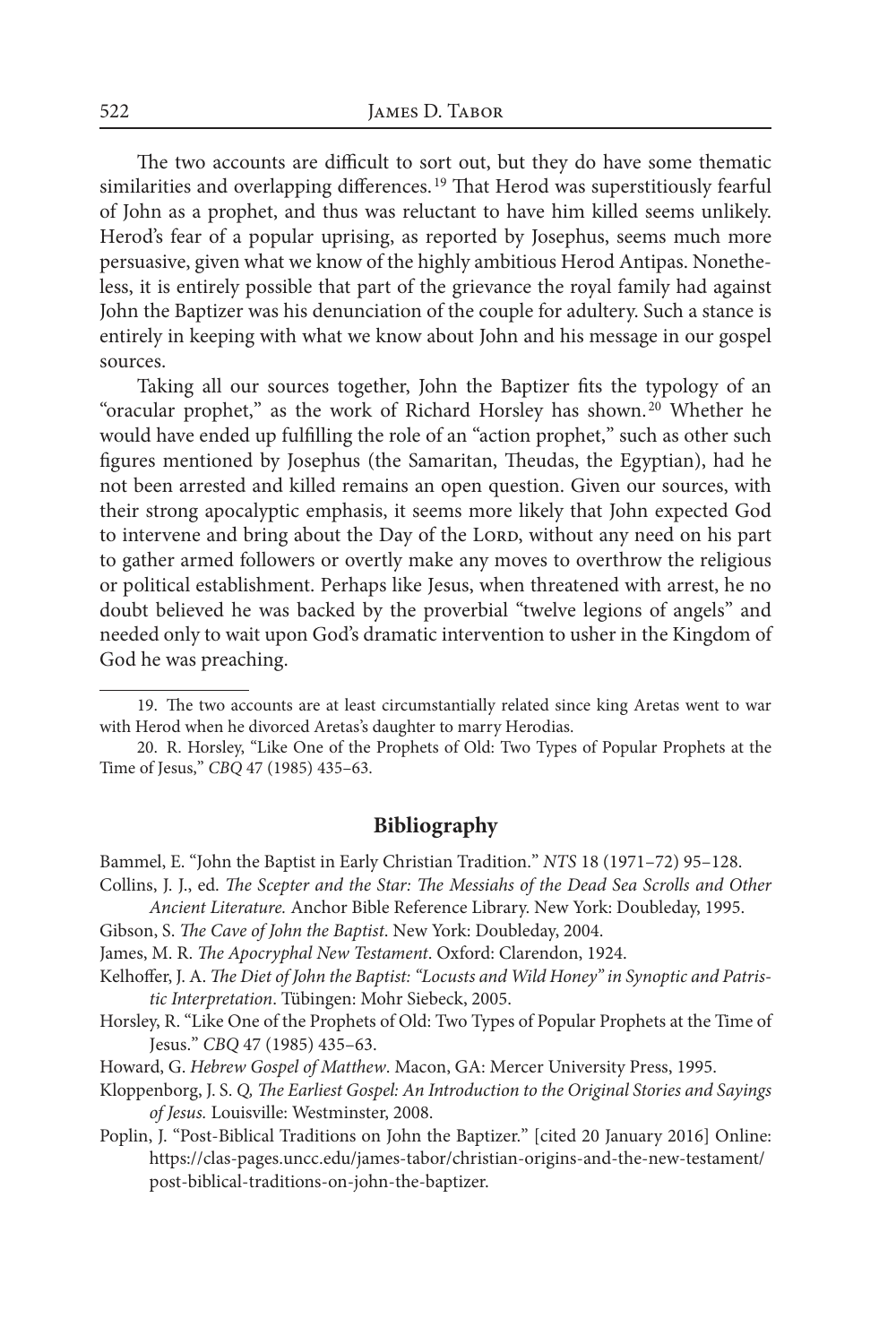The two accounts are difficult to sort out, but they do have some thematic similarities and overlapping differences.[19] That Herod was superstitiously fearful of John as a prophet, and thus was reluctant to have him killed seems unlikely. Herod's fear of a popular uprising, as reported by Josephus, seems much more persuasive, given what we know of the highly ambitious Herod Antipas. Nonetheless, it is entirely possible that part of the grievance the royal family had against John the Baptizer was his denunciation of the couple for adultery. Such a stance is entirely in keeping with what we know about John and his message in our gospel sources.

Taking all our sources together, John the Baptizer fits the typology of an "oracular prophet," as the work of Richard Horsley has shown.[20] Whether he would have ended up fulfilling the role of an "action prophet," such as other such figures mentioned by Josephus (the Samaritan, Theudas, the Egyptian), had he not been arrested and killed remains an open question. Given our sources, with their strong apocalyptic emphasis, it seems more likely that John expected God to intervene and bring about the Day of the Lord, without any need on his part to gather armed followers or overtly make any moves to overthrow the religious or political establishment. Perhaps like Jesus, when threatened with arrest, he no doubt believed he was backed by the proverbial "twelve legions of angels" and needed only to wait upon God's dramatic intervention to usher in the Kingdom of God he was preaching.

19. The two accounts are at least circumstantially related since king Aretas went to war with Herod when he divorced Aretas's daughter to marry Herodias.

20. R. Horsley, "Like One of the Prophets of Old: Two Types of Popular Prophets at the Time of Jesus," *CBQ* 47 (1985) 435–63.

## Bibliography

Bammel, E. "John the Baptist in Early Christian Tradition." *NTS* 18 (1971–72) 95–128.

Collins, J. J., ed. *The Scepter and the Star: The Messiahs of the Dead Sea Scrolls and Other Ancient Literature.* Anchor Bible Reference Library. New York: Doubleday, 1995.

Gibson, S. *The Cave of John the Baptist*. New York: Doubleday, 2004.

James, M. R. *The Apocryphal New Testament*. Oxford: Clarendon, 1924.

Kelhoffer, J. A. *The Diet of John the Baptist: "Locusts and Wild Honey" in Synoptic and Patristic Interpretation*. Tübingen: Mohr Siebeck, 2005.

Horsley, R. "Like One of the Prophets of Old: Two Types of Popular Prophets at the Time of Jesus." *CBQ* 47 (1985) 435–63.

Howard, G. *Hebrew Gospel of Matthew*. Macon, GA: Mercer University Press, 1995.

Kloppenborg, J. S. *Q, The Earliest Gospel: An Introduction to the Original Stories and Sayings of Jesus.* Louisville: Westminster, 2008.

Poplin, J. "Post-Biblical Traditions on John the Baptizer." [cited 20 January 2016] Online: https://clas-pages.uncc.edu/james-tabor/christian-origins-and-the-new-testament/post-biblical-traditions-on-john-the-baptizer.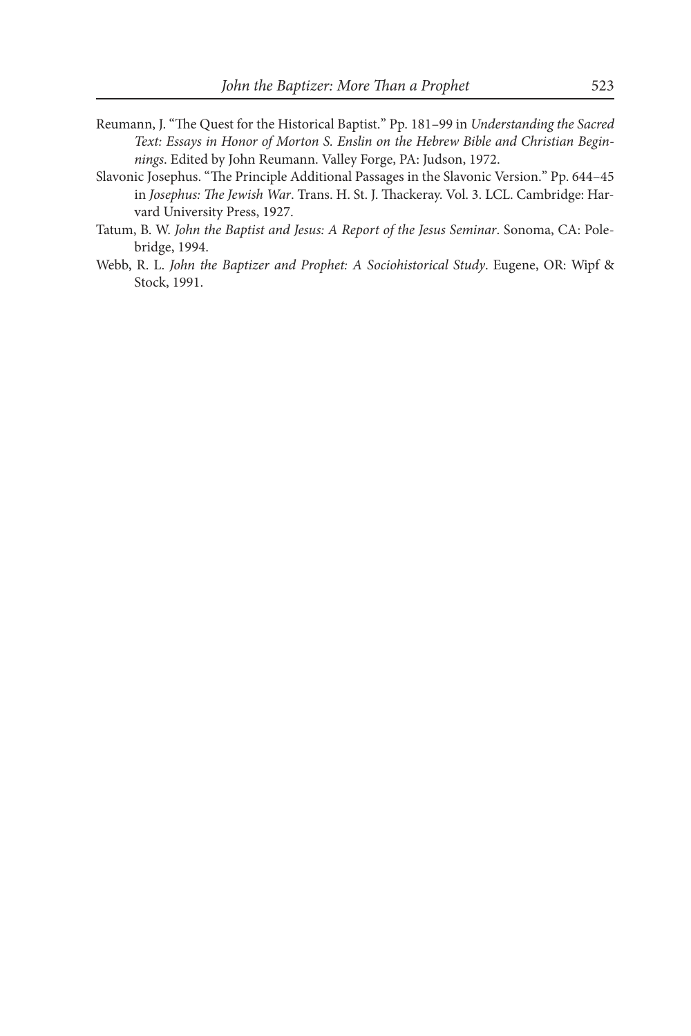Reumann, J. "The Quest for the Historical Baptist." Pp. 181–99 in *Understanding the Sacred Text: Essays in Honor of Morton S. Enslin on the Hebrew Bible and Christian Beginnings*. Edited by John Reumann. Valley Forge, PA: Judson, 1972.

Slavonic Josephus. "The Principle Additional Passages in the Slavonic Version." Pp. 644–45 in *Josephus: The Jewish War*. Trans. H. St. J. Thackeray. Vol. 3. LCL. Cambridge: Harvard University Press, 1927.

Tatum, B. W. *John the Baptist and Jesus: A Report of the Jesus Seminar*. Sonoma, CA: Polebridge, 1994.

Webb, R. L. *John the Baptizer and Prophet: A Sociohistorical Study*. Eugene, OR: Wipf & Stock, 1991.